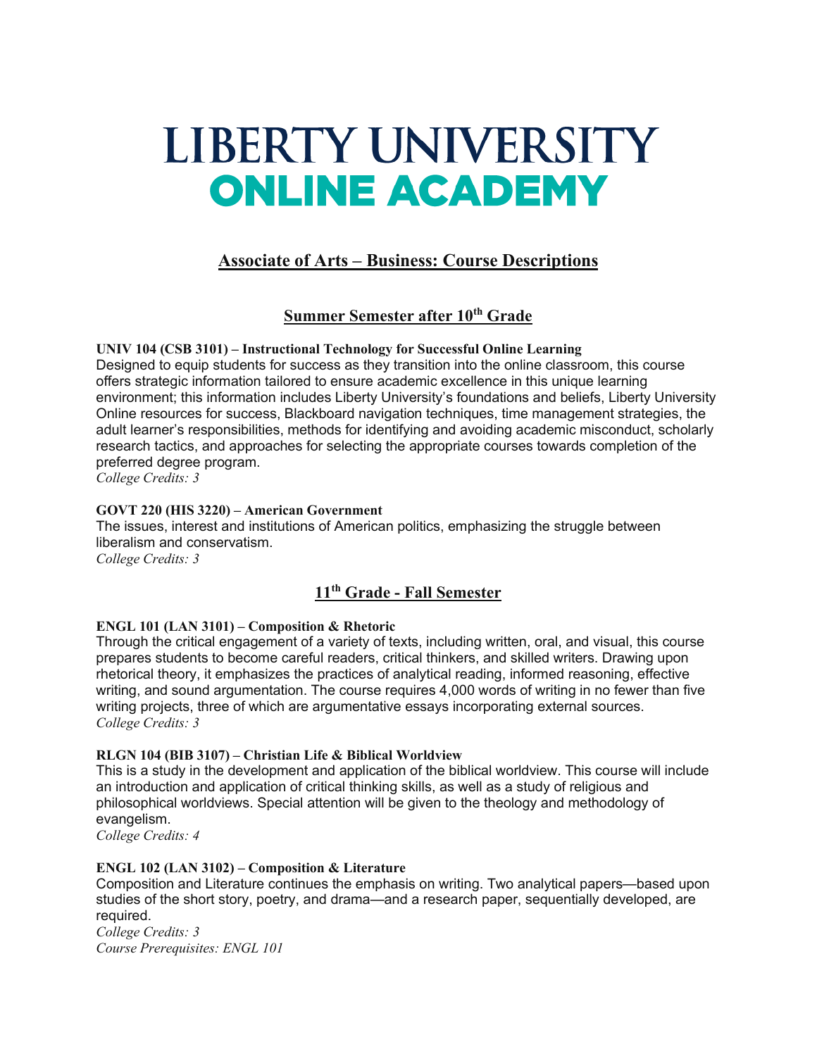# LIBERTY UNIVERSITY
# ONLINE ACADEMY

## Associate of Arts – Business: Course Descriptions

### Summer Semester after 10th Grade

**UNIV 104 (CSB 3101) – Instructional Technology for Successful Online Learning**
Designed to equip students for success as they transition into the online classroom, this course offers strategic information tailored to ensure academic excellence in this unique learning environment; this information includes Liberty University's foundations and beliefs, Liberty University Online resources for success, Blackboard navigation techniques, time management strategies, the adult learner's responsibilities, methods for identifying and avoiding academic misconduct, scholarly research tactics, and approaches for selecting the appropriate courses towards completion of the preferred degree program.
*College Credits: 3*

**GOVT 220 (HIS 3220) – American Government**
The issues, interest and institutions of American politics, emphasizing the struggle between liberalism and conservatism.
*College Credits: 3*

### 11th Grade - Fall Semester

**ENGL 101 (LAN 3101) – Composition & Rhetoric**
Through the critical engagement of a variety of texts, including written, oral, and visual, this course prepares students to become careful readers, critical thinkers, and skilled writers. Drawing upon rhetorical theory, it emphasizes the practices of analytical reading, informed reasoning, effective writing, and sound argumentation. The course requires 4,000 words of writing in no fewer than five writing projects, three of which are argumentative essays incorporating external sources.
*College Credits: 3*

**RLGN 104 (BIB 3107) – Christian Life & Biblical Worldview**
This is a study in the development and application of the biblical worldview. This course will include an introduction and application of critical thinking skills, as well as a study of religious and philosophical worldviews. Special attention will be given to the theology and methodology of evangelism.
*College Credits: 4*

**ENGL 102 (LAN 3102) – Composition & Literature**
Composition and Literature continues the emphasis on writing. Two analytical papers—based upon studies of the short story, poetry, and drama—and a research paper, sequentially developed, are required.
*College Credits: 3*
*Course Prerequisites: ENGL 101*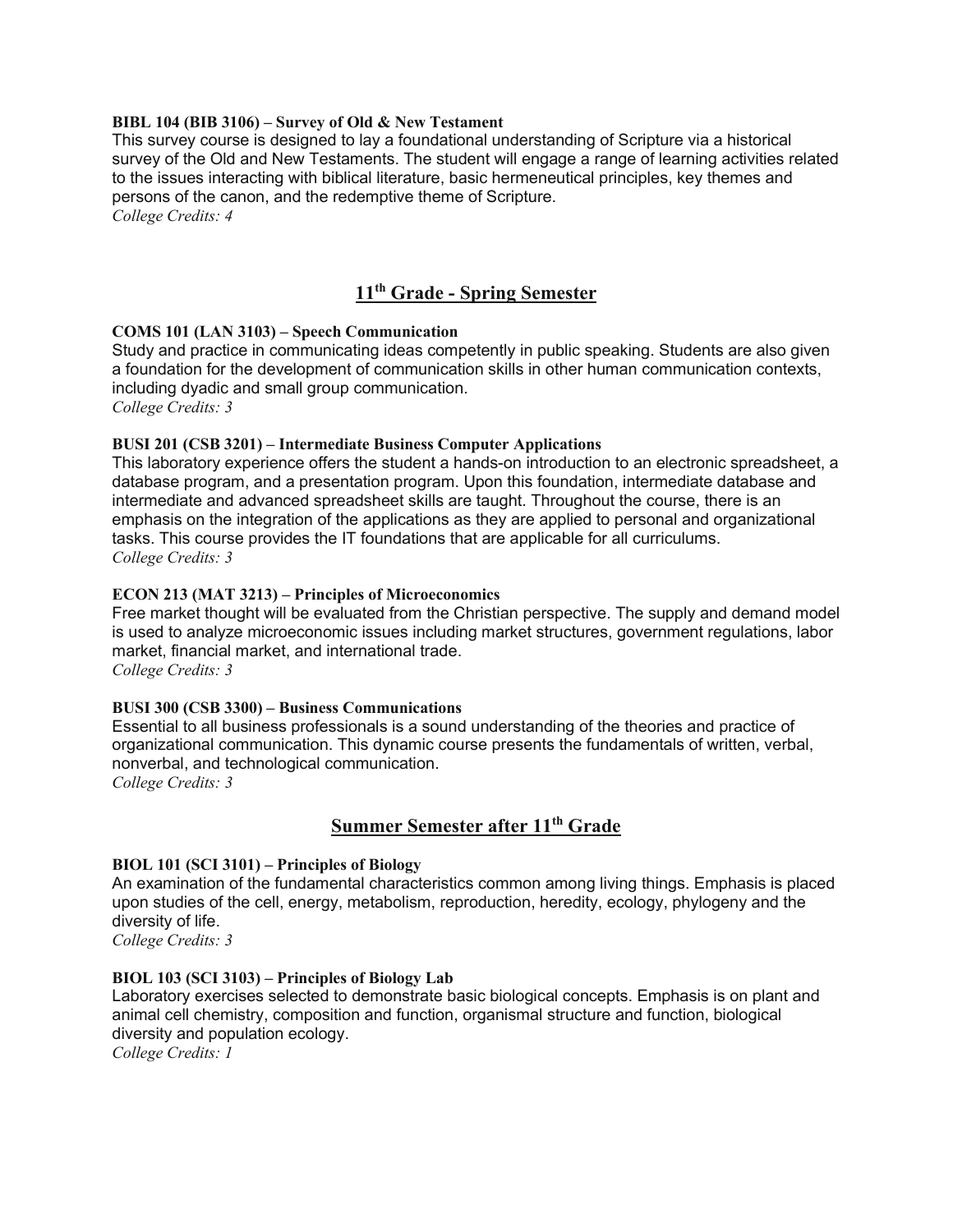**BIBL 104 (BIB 3106) – Survey of Old & New Testament**
This survey course is designed to lay a foundational understanding of Scripture via a historical survey of the Old and New Testaments. The student will engage a range of learning activities related to the issues interacting with biblical literature, basic hermeneutical principles, key themes and persons of the canon, and the redemptive theme of Scripture.
*College Credits: 4*

## 11th Grade - Spring Semester

**COMS 101 (LAN 3103) – Speech Communication**
Study and practice in communicating ideas competently in public speaking. Students are also given a foundation for the development of communication skills in other human communication contexts, including dyadic and small group communication.
*College Credits: 3*

**BUSI 201 (CSB 3201) – Intermediate Business Computer Applications**
This laboratory experience offers the student a hands-on introduction to an electronic spreadsheet, a database program, and a presentation program. Upon this foundation, intermediate database and intermediate and advanced spreadsheet skills are taught. Throughout the course, there is an emphasis on the integration of the applications as they are applied to personal and organizational tasks. This course provides the IT foundations that are applicable for all curriculums.
*College Credits: 3*

**ECON 213 (MAT 3213) – Principles of Microeconomics**
Free market thought will be evaluated from the Christian perspective. The supply and demand model is used to analyze microeconomic issues including market structures, government regulations, labor market, financial market, and international trade.
*College Credits: 3*

**BUSI 300 (CSB 3300) – Business Communications**
Essential to all business professionals is a sound understanding of the theories and practice of organizational communication. This dynamic course presents the fundamentals of written, verbal, nonverbal, and technological communication.
*College Credits: 3*

## Summer Semester after 11th Grade

**BIOL 101 (SCI 3101) – Principles of Biology**
An examination of the fundamental characteristics common among living things. Emphasis is placed upon studies of the cell, energy, metabolism, reproduction, heredity, ecology, phylogeny and the diversity of life.
*College Credits: 3*

**BIOL 103 (SCI 3103) – Principles of Biology Lab**
Laboratory exercises selected to demonstrate basic biological concepts. Emphasis is on plant and animal cell chemistry, composition and function, organismal structure and function, biological diversity and population ecology.
*College Credits: 1*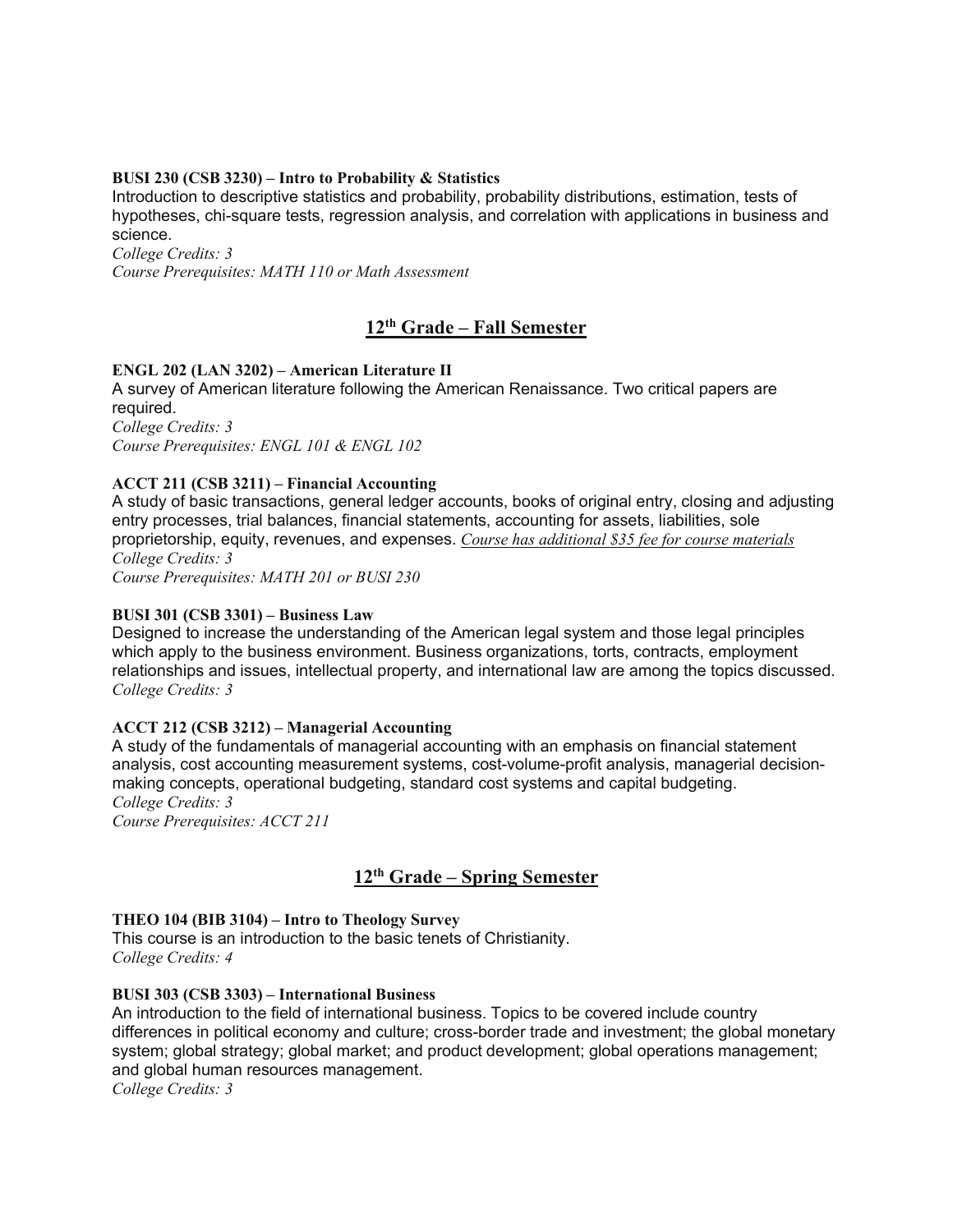**BUSI 230 (CSB 3230) – Intro to Probability & Statistics**
Introduction to descriptive statistics and probability, probability distributions, estimation, tests of hypotheses, chi-square tests, regression analysis, and correlation with applications in business and science.
*College Credits: 3*
*Course Prerequisites: MATH 110 or Math Assessment*

## 12th Grade – Fall Semester

**ENGL 202 (LAN 3202) – American Literature II**
A survey of American literature following the American Renaissance. Two critical papers are required.
*College Credits: 3*
*Course Prerequisites: ENGL 101 & ENGL 102*

**ACCT 211 (CSB 3211) – Financial Accounting**
A study of basic transactions, general ledger accounts, books of original entry, closing and adjusting entry processes, trial balances, financial statements, accounting for assets, liabilities, sole proprietorship, equity, revenues, and expenses. *Course has additional $35 fee for course materials*
*College Credits: 3*
*Course Prerequisites: MATH 201 or BUSI 230*

**BUSI 301 (CSB 3301) – Business Law**
Designed to increase the understanding of the American legal system and those legal principles which apply to the business environment. Business organizations, torts, contracts, employment relationships and issues, intellectual property, and international law are among the topics discussed.
*College Credits: 3*

**ACCT 212 (CSB 3212) – Managerial Accounting**
A study of the fundamentals of managerial accounting with an emphasis on financial statement analysis, cost accounting measurement systems, cost-volume-profit analysis, managerial decision-making concepts, operational budgeting, standard cost systems and capital budgeting.
*College Credits: 3*
*Course Prerequisites: ACCT 211*

## 12th Grade – Spring Semester

**THEO 104 (BIB 3104) – Intro to Theology Survey**
This course is an introduction to the basic tenets of Christianity.
*College Credits: 4*

**BUSI 303 (CSB 3303) – International Business**
An introduction to the field of international business. Topics to be covered include country differences in political economy and culture; cross-border trade and investment; the global monetary system; global strategy; global market; and product development; global operations management; and global human resources management.
*College Credits: 3*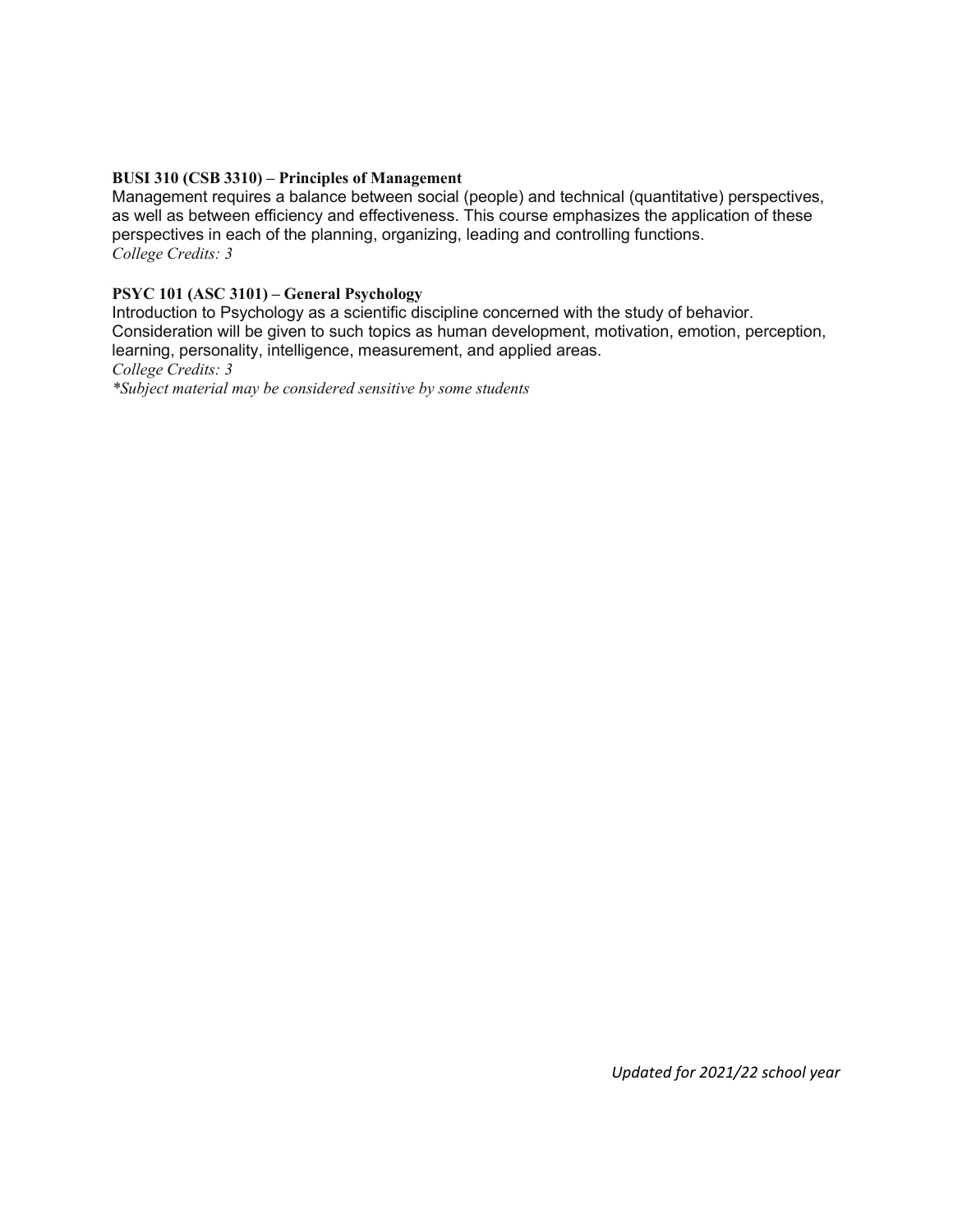**BUSI 310 (CSB 3310) – Principles of Management**

Management requires a balance between social (people) and technical (quantitative) perspectives, as well as between efficiency and effectiveness. This course emphasizes the application of these perspectives in each of the planning, organizing, leading and controlling functions.

*College Credits: 3*

**PSYC 101 (ASC 3101) – General Psychology**

Introduction to Psychology as a scientific discipline concerned with the study of behavior. Consideration will be given to such topics as human development, motivation, emotion, perception, learning, personality, intelligence, measurement, and applied areas.

*College Credits: 3*

*\*Subject material may be considered sensitive by some students*

*Updated for 2021/22 school year*